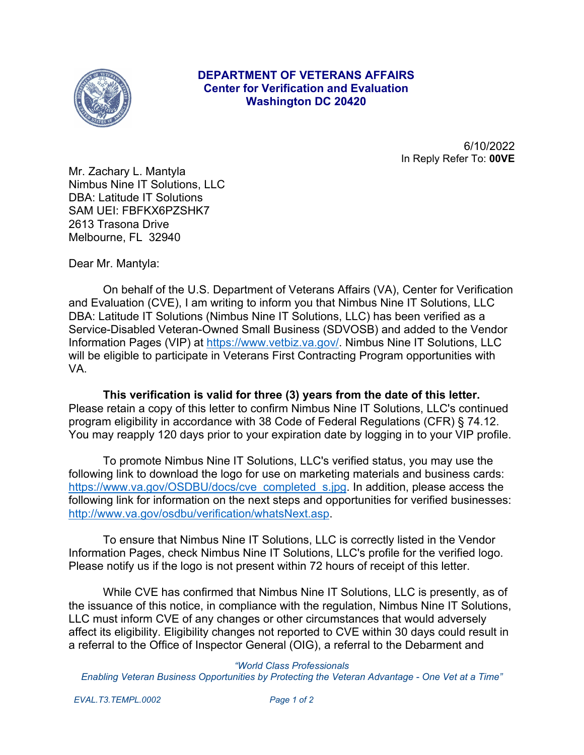**DEPARTMENT OF VETERANS AFFAIRS**
**Center for Verification and Evaluation**
**Washington DC 20420**

6/10/2022
In Reply Refer To: **00VE**

Mr. Zachary L. Mantyla
Nimbus Nine IT Solutions, LLC
DBA: Latitude IT Solutions
SAM UEI: FBFKX6PZSHK7
2613 Trasona Drive
Melbourne, FL 32940

Dear Mr. Mantyla:

On behalf of the U.S. Department of Veterans Affairs (VA), Center for Verification and Evaluation (CVE), I am writing to inform you that Nimbus Nine IT Solutions, LLC DBA: Latitude IT Solutions (Nimbus Nine IT Solutions, LLC) has been verified as a Service-Disabled Veteran-Owned Small Business (SDVOSB) and added to the Vendor Information Pages (VIP) at [https://www.vetbiz.va.gov/](https://www.vetbiz.va.gov/). Nimbus Nine IT Solutions, LLC will be eligible to participate in Veterans First Contracting Program opportunities with VA.

**This verification is valid for three (3) years from the date of this letter.** Please retain a copy of this letter to confirm Nimbus Nine IT Solutions, LLC's continued program eligibility in accordance with 38 Code of Federal Regulations (CFR) § 74.12. You may reapply 120 days prior to your expiration date by logging in to your VIP profile.

To promote Nimbus Nine IT Solutions, LLC's verified status, you may use the following link to download the logo for use on marketing materials and business cards: [https://www.va.gov/OSDBU/docs/cve_completed_s.jpg](https://www.va.gov/OSDBU/docs/cve_completed_s.jpg). In addition, please access the following link for information on the next steps and opportunities for verified businesses: [http://www.va.gov/osdbu/verification/whatsNext.asp](http://www.va.gov/osdbu/verification/whatsNext.asp).

To ensure that Nimbus Nine IT Solutions, LLC is correctly listed in the Vendor Information Pages, check Nimbus Nine IT Solutions, LLC's profile for the verified logo. Please notify us if the logo is not present within 72 hours of receipt of this letter.

While CVE has confirmed that Nimbus Nine IT Solutions, LLC is presently, as of the issuance of this notice, in compliance with the regulation, Nimbus Nine IT Solutions, LLC must inform CVE of any changes or other circumstances that would adversely affect its eligibility. Eligibility changes not reported to CVE within 30 days could result in a referral to the Office of Inspector General (OIG), a referral to the Debarment and

*"World Class Professionals*
*Enabling Veteran Business Opportunities by Protecting the Veteran Advantage - One Vet at a Time"*

*EVAL.T3.TEMPL.0002*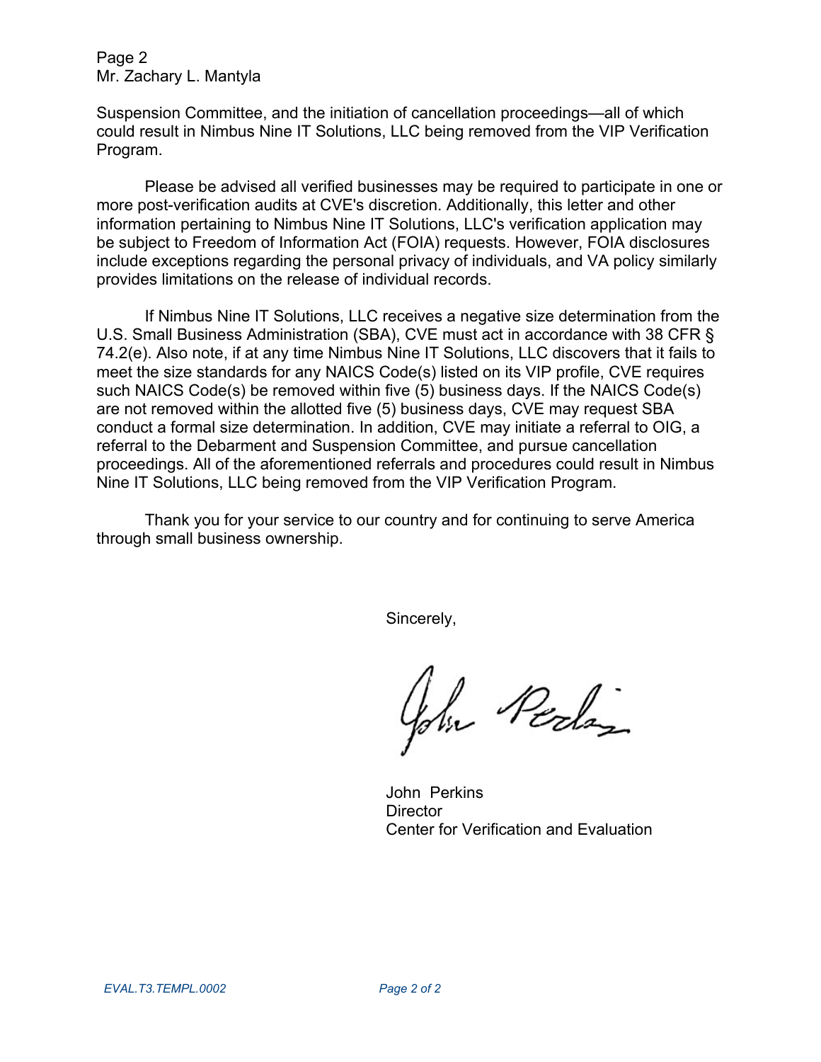Suspension Committee, and the initiation of cancellation proceedings—all of which could result in Nimbus Nine IT Solutions, LLC being removed from the VIP Verification Program.

Please be advised all verified businesses may be required to participate in one or more post-verification audits at CVE's discretion. Additionally, this letter and other information pertaining to Nimbus Nine IT Solutions, LLC's verification application may be subject to Freedom of Information Act (FOIA) requests. However, FOIA disclosures include exceptions regarding the personal privacy of individuals, and VA policy similarly provides limitations on the release of individual records.

If Nimbus Nine IT Solutions, LLC receives a negative size determination from the U.S. Small Business Administration (SBA), CVE must act in accordance with 38 CFR § 74.2(e). Also note, if at any time Nimbus Nine IT Solutions, LLC discovers that it fails to meet the size standards for any NAICS Code(s) listed on its VIP profile, CVE requires such NAICS Code(s) be removed within five (5) business days. If the NAICS Code(s) are not removed within the allotted five (5) business days, CVE may request SBA conduct a formal size determination. In addition, CVE may initiate a referral to OIG, a referral to the Debarment and Suspension Committee, and pursue cancellation proceedings. All of the aforementioned referrals and procedures could result in Nimbus Nine IT Solutions, LLC being removed from the VIP Verification Program.

Thank you for your service to our country and for continuing to serve America through small business ownership.

Sincerely,

John Perkins

John Perkins
Director
Center for Verification and Evaluation

*EVAL.T3.TEMPL.0002*